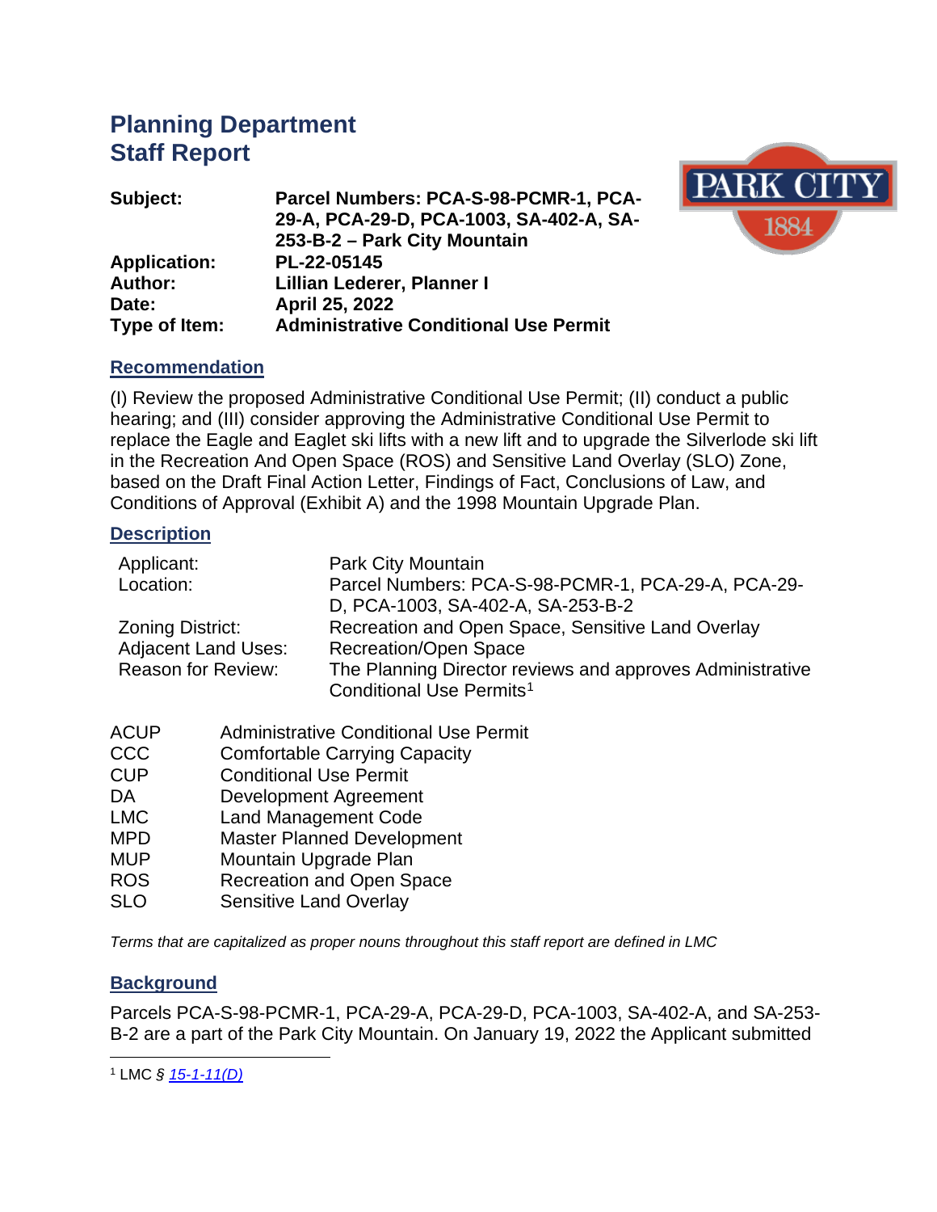# Planning Department
# Staff Report

| | |
|---|---|
| **Subject:** | **Parcel Numbers: PCA-S-98-PCMR-1, PCA-29-A, PCA-29-D, PCA-1003, SA-402-A, SA-253-B-2 – Park City Mountain** |
| **Application:** | **PL-22-05145** |
| **Author:** | **Lillian Lederer, Planner I** |
| **Date:** | **April 25, 2022** |
| **Type of Item:** | **Administrative Conditional Use Permit** |

## Recommendation

(I) Review the proposed Administrative Conditional Use Permit; (II) conduct a public hearing; and (III) consider approving the Administrative Conditional Use Permit to replace the Eagle and Eaglet ski lifts with a new lift and to upgrade the Silverlode ski lift in the Recreation And Open Space (ROS) and Sensitive Land Overlay (SLO) Zone, based on the Draft Final Action Letter, Findings of Fact, Conclusions of Law, and Conditions of Approval (Exhibit A) and the 1998 Mountain Upgrade Plan.

## Description

| | |
|---|---|
| Applicant: | Park City Mountain |
| Location: | Parcel Numbers: PCA-S-98-PCMR-1, PCA-29-A, PCA-29-D, PCA-1003, SA-402-A, SA-253-B-2 |
| Zoning District: | Recreation and Open Space, Sensitive Land Overlay |
| Adjacent Land Uses: | Recreation/Open Space |
| Reason for Review: | The Planning Director reviews and approves Administrative Conditional Use Permits[1] |

| | |
|---|---|
| ACUP | Administrative Conditional Use Permit |
| CCC | Comfortable Carrying Capacity |
| CUP | Conditional Use Permit |
| DA | Development Agreement |
| LMC | Land Management Code |
| MPD | Master Planned Development |
| MUP | Mountain Upgrade Plan |
| ROS | Recreation and Open Space |
| SLO | Sensitive Land Overlay |

*Terms that are capitalized as proper nouns throughout this staff report are defined in LMC*

## Background

Parcels PCA-S-98-PCMR-1, PCA-29-A, PCA-29-D, PCA-1003, SA-402-A, and SA-253-B-2 are a part of the Park City Mountain. On January 19, 2022 the Applicant submitted

[1] LMC § *15-1-11(D)*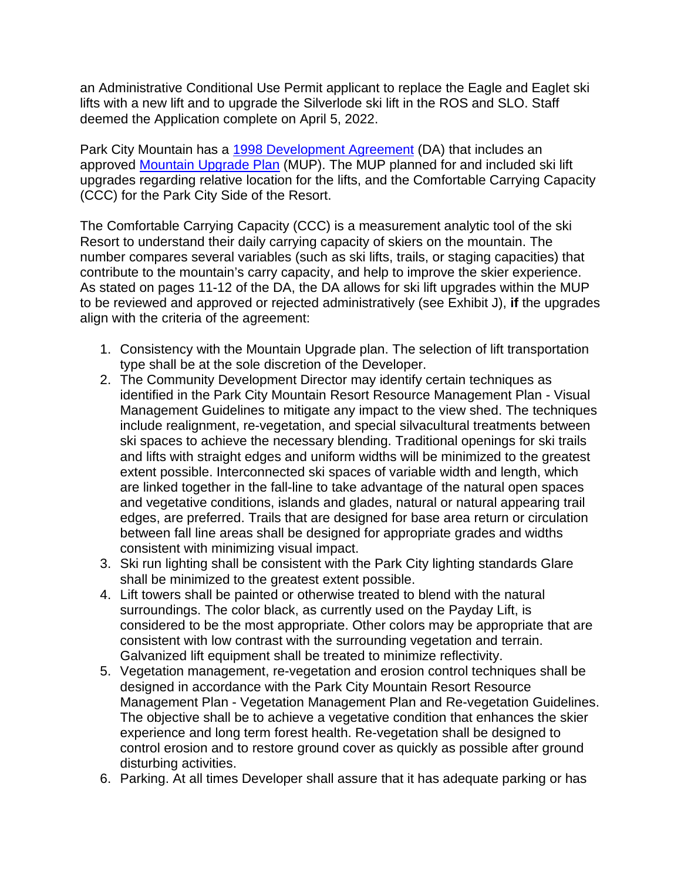an Administrative Conditional Use Permit applicant to replace the Eagle and Eaglet ski lifts with a new lift and to upgrade the Silverlode ski lift in the ROS and SLO. Staff deemed the Application complete on April 5, 2022.

Park City Mountain has a [1998 Development Agreement]() (DA) that includes an approved [Mountain Upgrade Plan]() (MUP). The MUP planned for and included ski lift upgrades regarding relative location for the lifts, and the Comfortable Carrying Capacity (CCC) for the Park City Side of the Resort.

The Comfortable Carrying Capacity (CCC) is a measurement analytic tool of the ski Resort to understand their daily carrying capacity of skiers on the mountain. The number compares several variables (such as ski lifts, trails, or staging capacities) that contribute to the mountain's carry capacity, and help to improve the skier experience. As stated on pages 11-12 of the DA, the DA allows for ski lift upgrades within the MUP to be reviewed and approved or rejected administratively (see Exhibit J), **if** the upgrades align with the criteria of the agreement:

1. Consistency with the Mountain Upgrade plan. The selection of lift transportation type shall be at the sole discretion of the Developer.
2. The Community Development Director may identify certain techniques as identified in the Park City Mountain Resort Resource Management Plan - Visual Management Guidelines to mitigate any impact to the view shed. The techniques include realignment, re-vegetation, and special silvacultural treatments between ski spaces to achieve the necessary blending. Traditional openings for ski trails and lifts with straight edges and uniform widths will be minimized to the greatest extent possible. Interconnected ski spaces of variable width and length, which are linked together in the fall-line to take advantage of the natural open spaces and vegetative conditions, islands and glades, natural or natural appearing trail edges, are preferred. Trails that are designed for base area return or circulation between fall line areas shall be designed for appropriate grades and widths consistent with minimizing visual impact.
3. Ski run lighting shall be consistent with the Park City lighting standards Glare shall be minimized to the greatest extent possible.
4. Lift towers shall be painted or otherwise treated to blend with the natural surroundings. The color black, as currently used on the Payday Lift, is considered to be the most appropriate. Other colors may be appropriate that are consistent with low contrast with the surrounding vegetation and terrain. Galvanized lift equipment shall be treated to minimize reflectivity.
5. Vegetation management, re-vegetation and erosion control techniques shall be designed in accordance with the Park City Mountain Resort Resource Management Plan - Vegetation Management Plan and Re-vegetation Guidelines. The objective shall be to achieve a vegetative condition that enhances the skier experience and long term forest health. Re-vegetation shall be designed to control erosion and to restore ground cover as quickly as possible after ground disturbing activities.
6. Parking. At all times Developer shall assure that it has adequate parking or has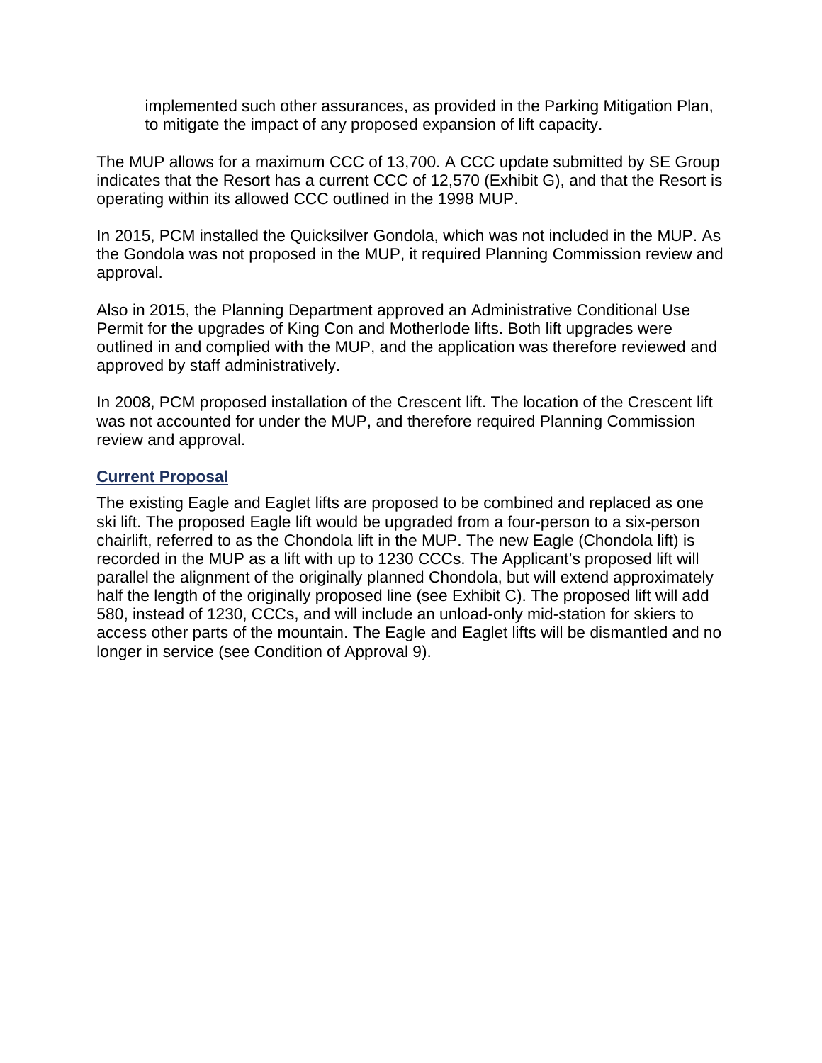implemented such other assurances, as provided in the Parking Mitigation Plan, to mitigate the impact of any proposed expansion of lift capacity.

The MUP allows for a maximum CCC of 13,700. A CCC update submitted by SE Group indicates that the Resort has a current CCC of 12,570 (Exhibit G), and that the Resort is operating within its allowed CCC outlined in the 1998 MUP.

In 2015, PCM installed the Quicksilver Gondola, which was not included in the MUP. As the Gondola was not proposed in the MUP, it required Planning Commission review and approval.

Also in 2015, the Planning Department approved an Administrative Conditional Use Permit for the upgrades of King Con and Motherlode lifts. Both lift upgrades were outlined in and complied with the MUP, and the application was therefore reviewed and approved by staff administratively.

In 2008, PCM proposed installation of the Crescent lift. The location of the Crescent lift was not accounted for under the MUP, and therefore required Planning Commission review and approval.

## Current Proposal

The existing Eagle and Eaglet lifts are proposed to be combined and replaced as one ski lift. The proposed Eagle lift would be upgraded from a four-person to a six-person chairlift, referred to as the Chondola lift in the MUP. The new Eagle (Chondola lift) is recorded in the MUP as a lift with up to 1230 CCCs. The Applicant's proposed lift will parallel the alignment of the originally planned Chondola, but will extend approximately half the length of the originally proposed line (see Exhibit C). The proposed lift will add 580, instead of 1230, CCCs, and will include an unload-only mid-station for skiers to access other parts of the mountain. The Eagle and Eaglet lifts will be dismantled and no longer in service (see Condition of Approval 9).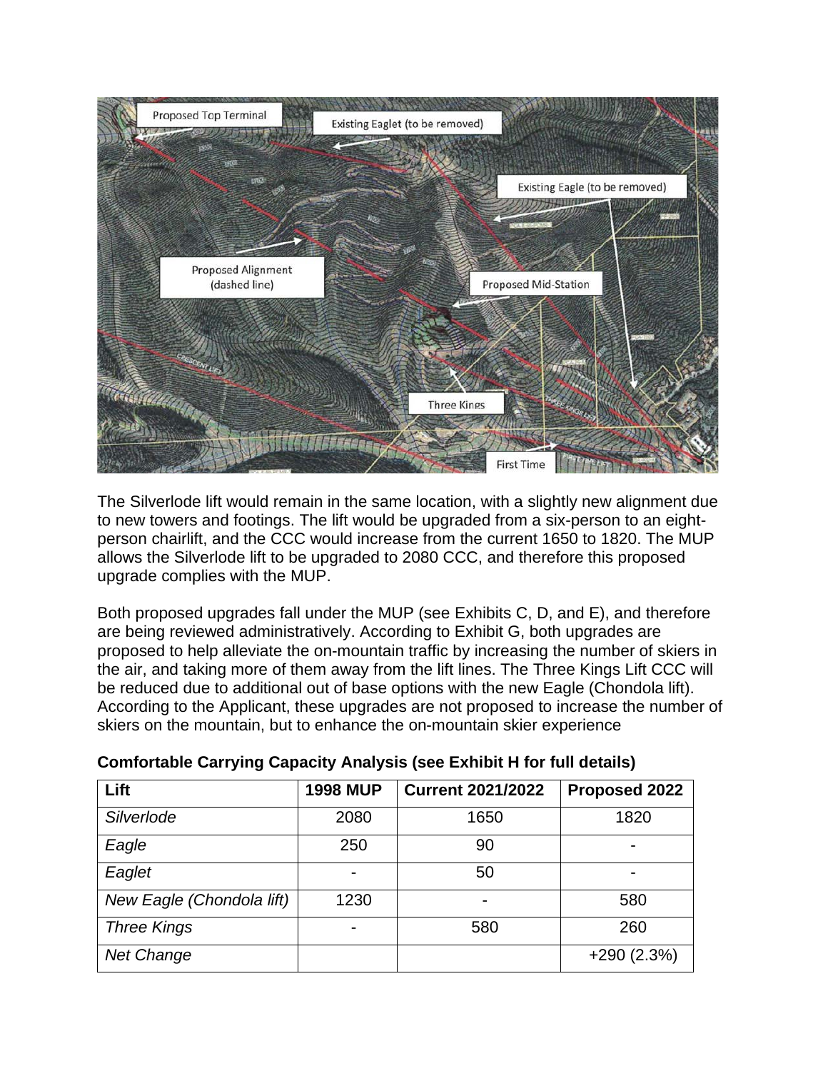The Silverlode lift would remain in the same location, with a slightly new alignment due to new towers and footings. The lift would be upgraded from a six-person to an eight-person chairlift, and the CCC would increase from the current 1650 to 1820. The MUP allows the Silverlode lift to be upgraded to 2080 CCC, and therefore this proposed upgrade complies with the MUP.

Both proposed upgrades fall under the MUP (see Exhibits C, D, and E), and therefore are being reviewed administratively. According to Exhibit G, both upgrades are proposed to help alleviate the on-mountain traffic by increasing the number of skiers in the air, and taking more of them away from the lift lines. The Three Kings Lift CCC will be reduced due to additional out of base options with the new Eagle (Chondola lift). According to the Applicant, these upgrades are not proposed to increase the number of skiers on the mountain, but to enhance the on-mountain skier experience

**Comfortable Carrying Capacity Analysis (see Exhibit H for full details)**

| Lift | 1998 MUP | Current 2021/2022 | Proposed 2022 |
|---|---|---|---|
| *Silverlode* | 2080 | 1650 | 1820 |
| *Eagle* | 250 | 90 | - |
| *Eaglet* | - | 50 | - |
| *New Eagle (Chondola lift)* | 1230 | - | 580 |
| *Three Kings* | - | 580 | 260 |
| *Net Change* | | | +290 (2.3%) |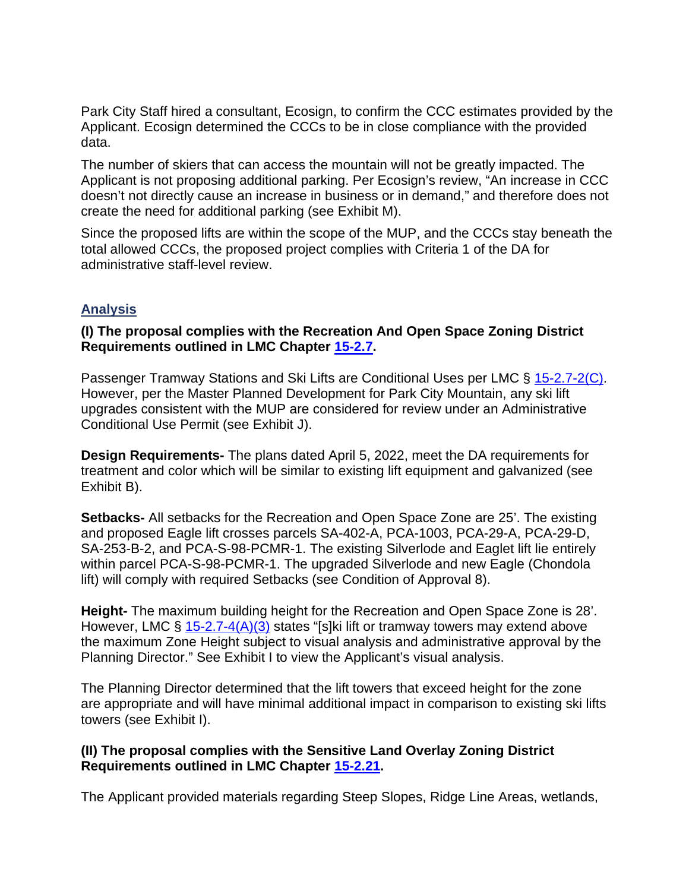Park City Staff hired a consultant, Ecosign, to confirm the CCC estimates provided by the Applicant. Ecosign determined the CCCs to be in close compliance with the provided data.

The number of skiers that can access the mountain will not be greatly impacted. The Applicant is not proposing additional parking. Per Ecosign's review, "An increase in CCC doesn't not directly cause an increase in business or in demand," and therefore does not create the need for additional parking (see Exhibit M).

Since the proposed lifts are within the scope of the MUP, and the CCCs stay beneath the total allowed CCCs, the proposed project complies with Criteria 1 of the DA for administrative staff-level review.

## Analysis

**(I) The proposal complies with the Recreation And Open Space Zoning District Requirements outlined in LMC Chapter 15-2.7.**

Passenger Tramway Stations and Ski Lifts are Conditional Uses per LMC § 15-2.7-2(C). However, per the Master Planned Development for Park City Mountain, any ski lift upgrades consistent with the MUP are considered for review under an Administrative Conditional Use Permit (see Exhibit J).

**Design Requirements-** The plans dated April 5, 2022, meet the DA requirements for treatment and color which will be similar to existing lift equipment and galvanized (see Exhibit B).

**Setbacks-** All setbacks for the Recreation and Open Space Zone are 25'. The existing and proposed Eagle lift crosses parcels SA-402-A, PCA-1003, PCA-29-A, PCA-29-D, SA-253-B-2, and PCA-S-98-PCMR-1. The existing Silverlode and Eaglet lift lie entirely within parcel PCA-S-98-PCMR-1. The upgraded Silverlode and new Eagle (Chondola lift) will comply with required Setbacks (see Condition of Approval 8).

**Height-** The maximum building height for the Recreation and Open Space Zone is 28'. However, LMC § 15-2.7-4(A)(3) states "[s]ki lift or tramway towers may extend above the maximum Zone Height subject to visual analysis and administrative approval by the Planning Director." See Exhibit I to view the Applicant's visual analysis.

The Planning Director determined that the lift towers that exceed height for the zone are appropriate and will have minimal additional impact in comparison to existing ski lifts towers (see Exhibit I).

**(II) The proposal complies with the Sensitive Land Overlay Zoning District Requirements outlined in LMC Chapter 15-2.21.**

The Applicant provided materials regarding Steep Slopes, Ridge Line Areas, wetlands,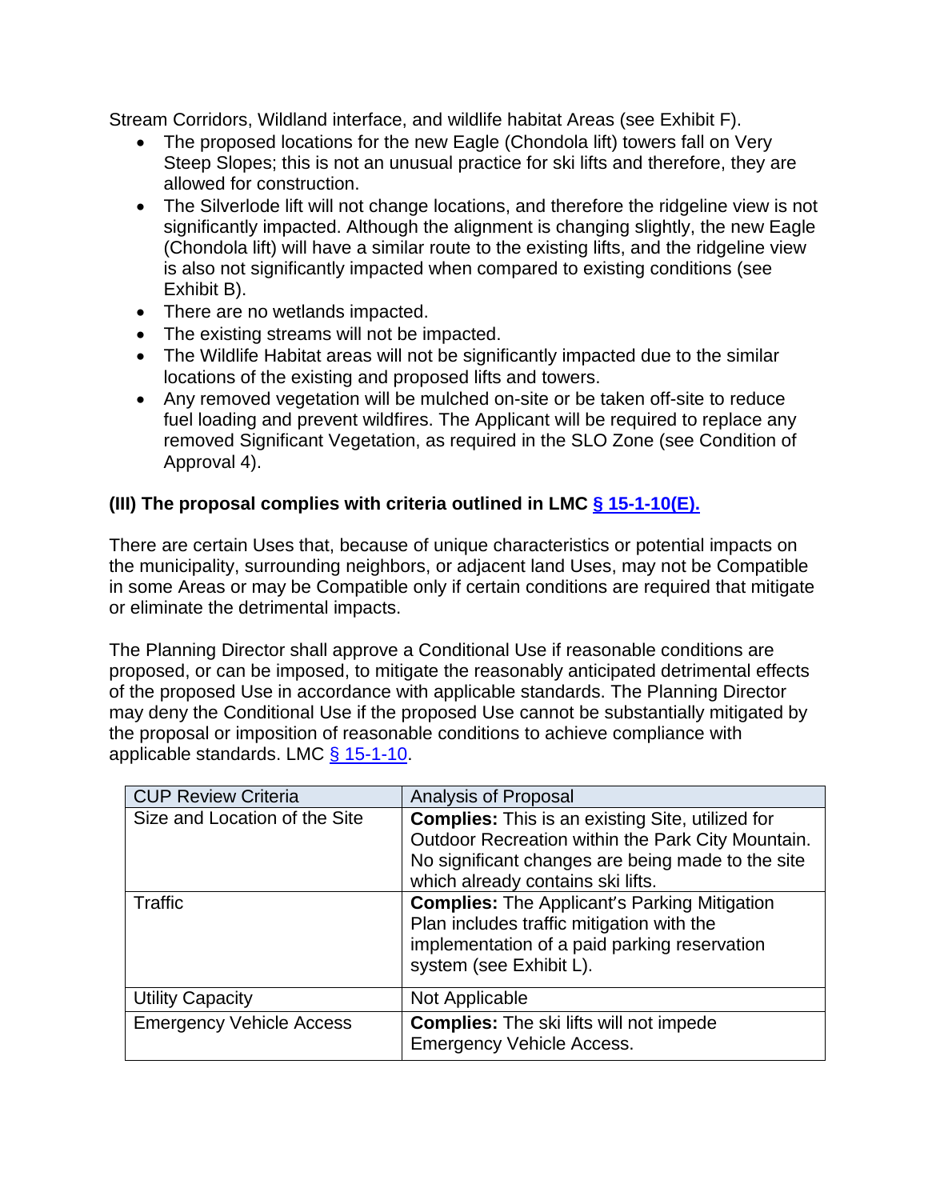Stream Corridors, Wildland interface, and wildlife habitat Areas (see Exhibit F).

- The proposed locations for the new Eagle (Chondola lift) towers fall on Very Steep Slopes; this is not an unusual practice for ski lifts and therefore, they are allowed for construction.
- The Silverlode lift will not change locations, and therefore the ridgeline view is not significantly impacted. Although the alignment is changing slightly, the new Eagle (Chondola lift) will have a similar route to the existing lifts, and the ridgeline view is also not significantly impacted when compared to existing conditions (see Exhibit B).
- There are no wetlands impacted.
- The existing streams will not be impacted.
- The Wildlife Habitat areas will not be significantly impacted due to the similar locations of the existing and proposed lifts and towers.
- Any removed vegetation will be mulched on-site or be taken off-site to reduce fuel loading and prevent wildfires. The Applicant will be required to replace any removed Significant Vegetation, as required in the SLO Zone (see Condition of Approval 4).

**(III) The proposal complies with criteria outlined in LMC [§ 15-1-10(E).](#)**

There are certain Uses that, because of unique characteristics or potential impacts on the municipality, surrounding neighbors, or adjacent land Uses, may not be Compatible in some Areas or may be Compatible only if certain conditions are required that mitigate or eliminate the detrimental impacts.

The Planning Director shall approve a Conditional Use if reasonable conditions are proposed, or can be imposed, to mitigate the reasonably anticipated detrimental effects of the proposed Use in accordance with applicable standards. The Planning Director may deny the Conditional Use if the proposed Use cannot be substantially mitigated by the proposal or imposition of reasonable conditions to achieve compliance with applicable standards. LMC [§ 15-1-10](#).

| CUP Review Criteria | Analysis of Proposal |
|---|---|
| Size and Location of the Site | **Complies:** This is an existing Site, utilized for Outdoor Recreation within the Park City Mountain. No significant changes are being made to the site which already contains ski lifts. |
| Traffic | **Complies:** The Applicant's Parking Mitigation Plan includes traffic mitigation with the implementation of a paid parking reservation system (see Exhibit L). |
| Utility Capacity | Not Applicable |
| Emergency Vehicle Access | **Complies:** The ski lifts will not impede Emergency Vehicle Access. |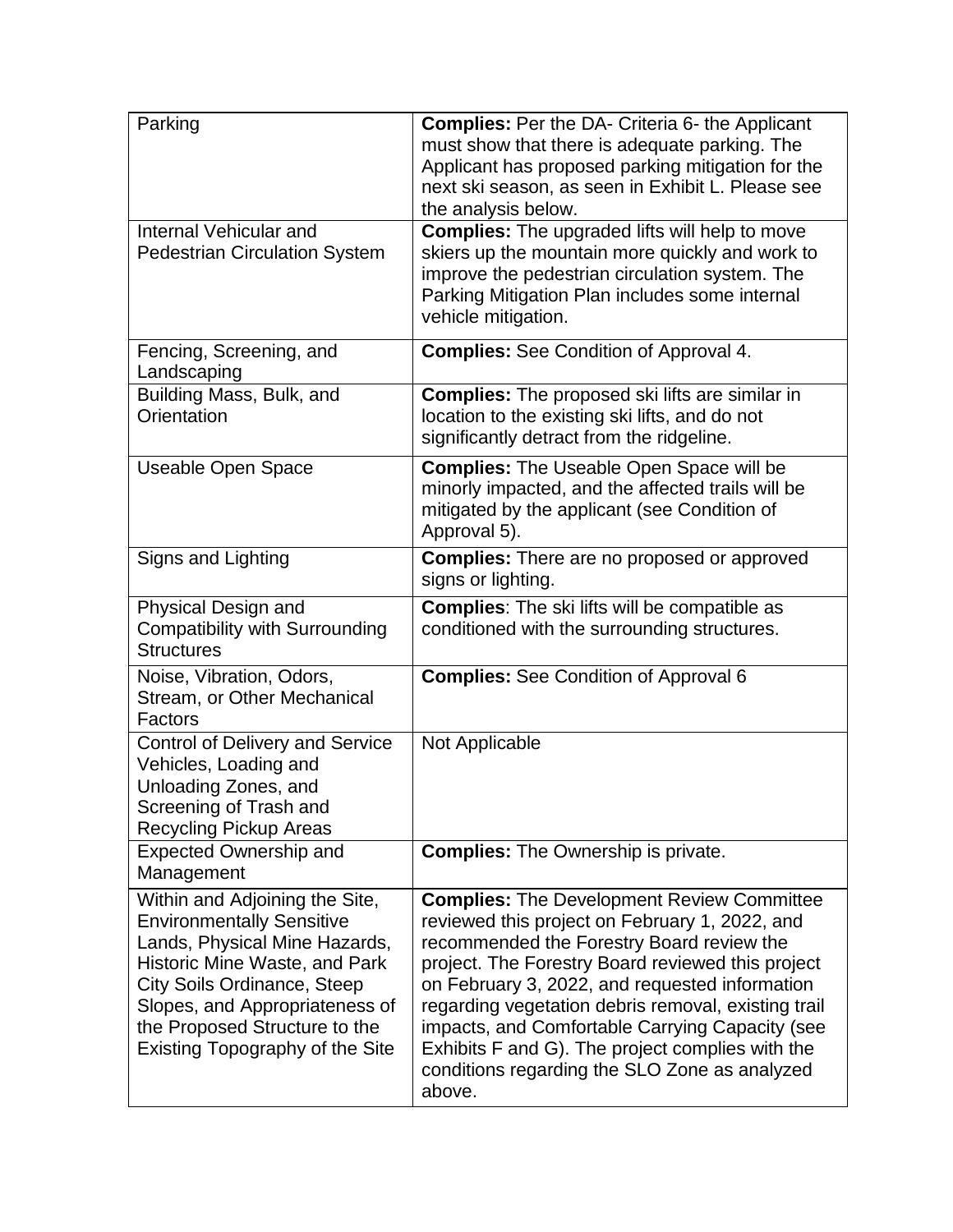| Parking | **Complies:** Per the DA- Criteria 6- the Applicant must show that there is adequate parking. The Applicant has proposed parking mitigation for the next ski season, as seen in Exhibit L. Please see the analysis below. |
|---|---|
| Internal Vehicular and Pedestrian Circulation System | **Complies:** The upgraded lifts will help to move skiers up the mountain more quickly and work to improve the pedestrian circulation system. The Parking Mitigation Plan includes some internal vehicle mitigation. |
| Fencing, Screening, and Landscaping | **Complies:** See Condition of Approval 4. |
| Building Mass, Bulk, and Orientation | **Complies:** The proposed ski lifts are similar in location to the existing ski lifts, and do not significantly detract from the ridgeline. |
| Useable Open Space | **Complies:** The Useable Open Space will be minorly impacted, and the affected trails will be mitigated by the applicant (see Condition of Approval 5). |
| Signs and Lighting | **Complies:** There are no proposed or approved signs or lighting. |
| Physical Design and Compatibility with Surrounding Structures | **Complies**: The ski lifts will be compatible as conditioned with the surrounding structures. |
| Noise, Vibration, Odors, Stream, or Other Mechanical Factors | **Complies:** See Condition of Approval 6 |
| Control of Delivery and Service Vehicles, Loading and Unloading Zones, and Screening of Trash and Recycling Pickup Areas | Not Applicable |
| Expected Ownership and Management | **Complies:** The Ownership is private. |
| Within and Adjoining the Site, Environmentally Sensitive Lands, Physical Mine Hazards, Historic Mine Waste, and Park City Soils Ordinance, Steep Slopes, and Appropriateness of the Proposed Structure to the Existing Topography of the Site | **Complies:** The Development Review Committee reviewed this project on February 1, 2022, and recommended the Forestry Board review the project. The Forestry Board reviewed this project on February 3, 2022, and requested information regarding vegetation debris removal, existing trail impacts, and Comfortable Carrying Capacity (see Exhibits F and G). The project complies with the conditions regarding the SLO Zone as analyzed above. |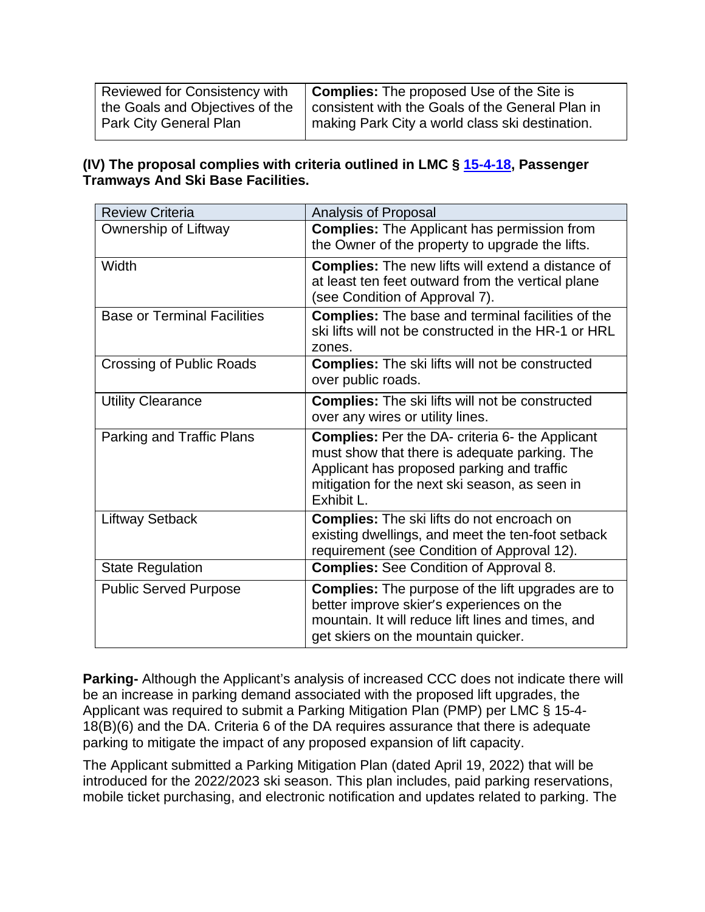| | |
|---|---|
| Reviewed for Consistency with the Goals and Objectives of the Park City General Plan | **Complies:** The proposed Use of the Site is consistent with the Goals of the General Plan in making Park City a world class ski destination. |

**(IV) The proposal complies with criteria outlined in LMC § [15-4-18](), Passenger Tramways And Ski Base Facilities.**

| Review Criteria | Analysis of Proposal |
|---|---|
| Ownership of Liftway | **Complies:** The Applicant has permission from the Owner of the property to upgrade the lifts. |
| Width | **Complies:** The new lifts will extend a distance of at least ten feet outward from the vertical plane (see Condition of Approval 7). |
| Base or Terminal Facilities | **Complies:** The base and terminal facilities of the ski lifts will not be constructed in the HR-1 or HRL zones. |
| Crossing of Public Roads | **Complies:** The ski lifts will not be constructed over public roads. |
| Utility Clearance | **Complies:** The ski lifts will not be constructed over any wires or utility lines. |
| Parking and Traffic Plans | **Complies:** Per the DA- criteria 6- the Applicant must show that there is adequate parking. The Applicant has proposed parking and traffic mitigation for the next ski season, as seen in Exhibit L. |
| Liftway Setback | **Complies:** The ski lifts do not encroach on existing dwellings, and meet the ten-foot setback requirement (see Condition of Approval 12). |
| State Regulation | **Complies:** See Condition of Approval 8. |
| Public Served Purpose | **Complies:** The purpose of the lift upgrades are to better improve skier's experiences on the mountain. It will reduce lift lines and times, and get skiers on the mountain quicker. |

**Parking-** Although the Applicant's analysis of increased CCC does not indicate there will be an increase in parking demand associated with the proposed lift upgrades, the Applicant was required to submit a Parking Mitigation Plan (PMP) per LMC § 15-4-18(B)(6) and the DA. Criteria 6 of the DA requires assurance that there is adequate parking to mitigate the impact of any proposed expansion of lift capacity.

The Applicant submitted a Parking Mitigation Plan (dated April 19, 2022) that will be introduced for the 2022/2023 ski season. This plan includes, paid parking reservations, mobile ticket purchasing, and electronic notification and updates related to parking. The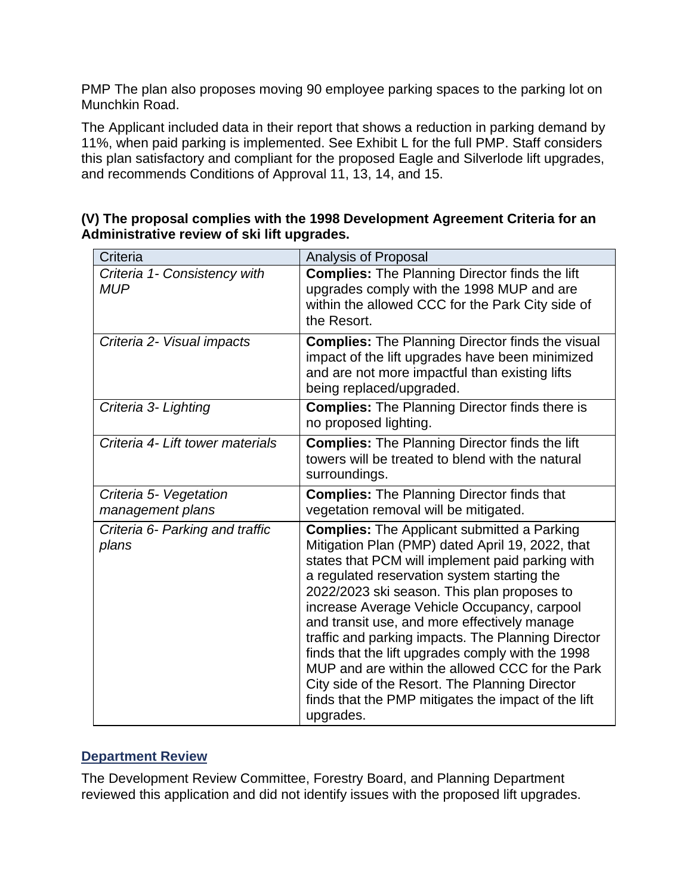PMP The plan also proposes moving 90 employee parking spaces to the parking lot on Munchkin Road.

The Applicant included data in their report that shows a reduction in parking demand by 11%, when paid parking is implemented. See Exhibit L for the full PMP. Staff considers this plan satisfactory and compliant for the proposed Eagle and Silverlode lift upgrades, and recommends Conditions of Approval 11, 13, 14, and 15.

**(V) The proposal complies with the 1998 Development Agreement Criteria for an Administrative review of ski lift upgrades.**

| Criteria | Analysis of Proposal |
|---|---|
| *Criteria 1- Consistency with MUP* | **Complies:** The Planning Director finds the lift upgrades comply with the 1998 MUP and are within the allowed CCC for the Park City side of the Resort. |
| *Criteria 2- Visual impacts* | **Complies:** The Planning Director finds the visual impact of the lift upgrades have been minimized and are not more impactful than existing lifts being replaced/upgraded. |
| *Criteria 3- Lighting* | **Complies:** The Planning Director finds there is no proposed lighting. |
| *Criteria 4- Lift tower materials* | **Complies:** The Planning Director finds the lift towers will be treated to blend with the natural surroundings. |
| *Criteria 5- Vegetation management plans* | **Complies:** The Planning Director finds that vegetation removal will be mitigated. |
| *Criteria 6- Parking and traffic plans* | **Complies:** The Applicant submitted a Parking Mitigation Plan (PMP) dated April 19, 2022, that states that PCM will implement paid parking with a regulated reservation system starting the 2022/2023 ski season. This plan proposes to increase Average Vehicle Occupancy, carpool and transit use, and more effectively manage traffic and parking impacts. The Planning Director finds that the lift upgrades comply with the 1998 MUP and are within the allowed CCC for the Park City side of the Resort. The Planning Director finds that the PMP mitigates the impact of the lift upgrades. |

## Department Review

The Development Review Committee, Forestry Board, and Planning Department reviewed this application and did not identify issues with the proposed lift upgrades.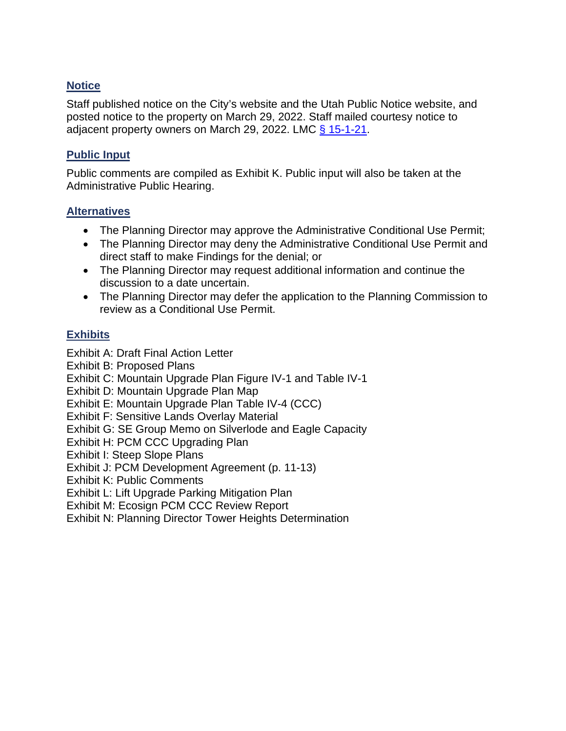## Notice

Staff published notice on the City's website and the Utah Public Notice website, and posted notice to the property on March 29, 2022. Staff mailed courtesy notice to adjacent property owners on March 29, 2022. LMC § 15-1-21.

## Public Input

Public comments are compiled as Exhibit K. Public input will also be taken at the Administrative Public Hearing.

## Alternatives

- The Planning Director may approve the Administrative Conditional Use Permit;
- The Planning Director may deny the Administrative Conditional Use Permit and direct staff to make Findings for the denial; or
- The Planning Director may request additional information and continue the discussion to a date uncertain.
- The Planning Director may defer the application to the Planning Commission to review as a Conditional Use Permit.

## Exhibits

Exhibit A: Draft Final Action Letter
Exhibit B: Proposed Plans
Exhibit C: Mountain Upgrade Plan Figure IV-1 and Table IV-1
Exhibit D: Mountain Upgrade Plan Map
Exhibit E: Mountain Upgrade Plan Table IV-4 (CCC)
Exhibit F: Sensitive Lands Overlay Material
Exhibit G: SE Group Memo on Silverlode and Eagle Capacity
Exhibit H: PCM CCC Upgrading Plan
Exhibit I: Steep Slope Plans
Exhibit J: PCM Development Agreement (p. 11-13)
Exhibit K: Public Comments
Exhibit L: Lift Upgrade Parking Mitigation Plan
Exhibit M: Ecosign PCM CCC Review Report
Exhibit N: Planning Director Tower Heights Determination